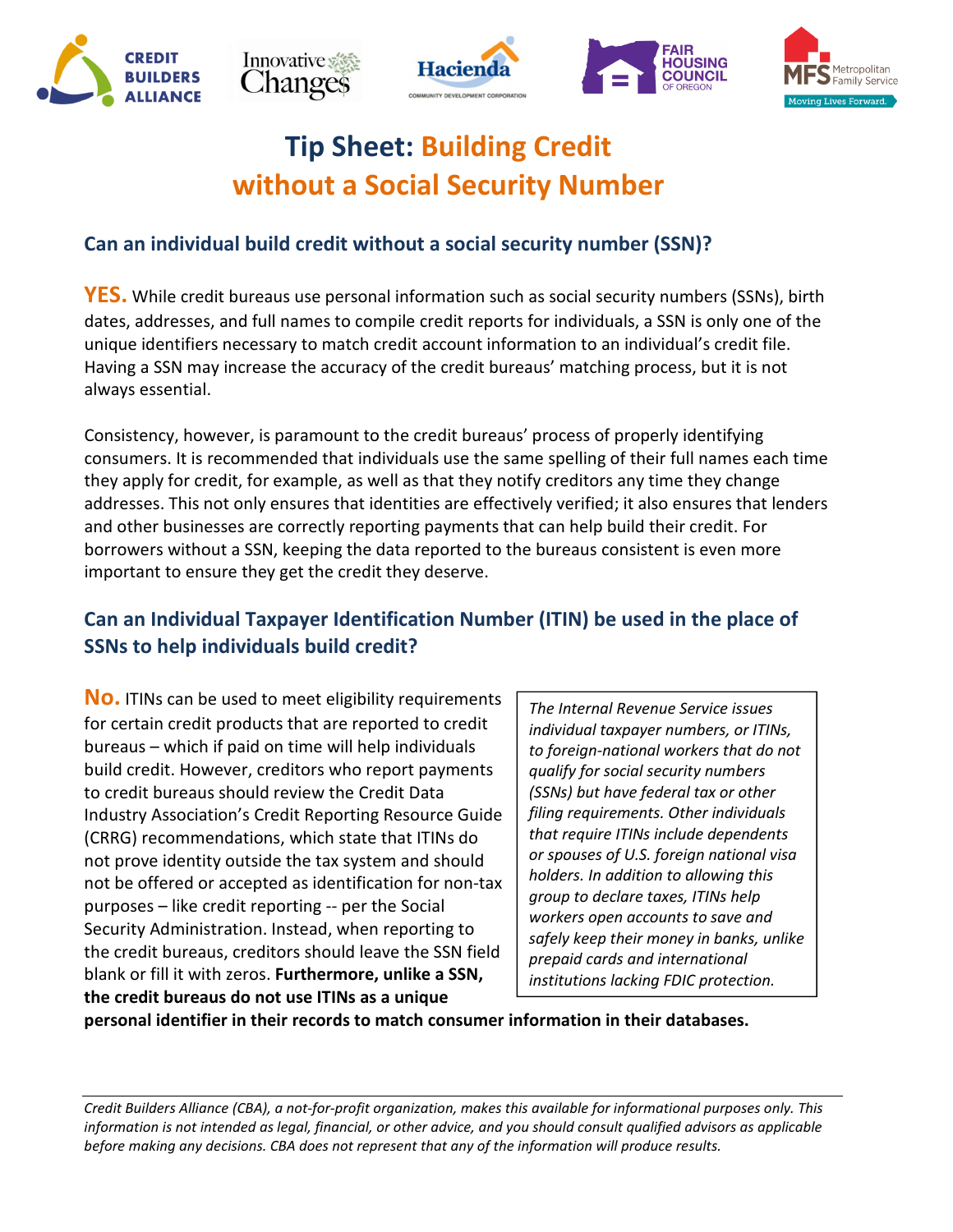# Tip Sheet: Building Credit without a Social Security Number

## Can an individual build credit without a social security number (SSN)?

**YES.** While credit bureaus use personal information such as social security numbers (SSNs), birth dates, addresses, and full names to compile credit reports for individuals, a SSN is only one of the unique identifiers necessary to match credit account information to an individual's credit file. Having a SSN may increase the accuracy of the credit bureaus' matching process, but it is not always essential.

Consistency, however, is paramount to the credit bureaus' process of properly identifying consumers. It is recommended that individuals use the same spelling of their full names each time they apply for credit, for example, as well as that they notify creditors any time they change addresses. This not only ensures that identities are effectively verified; it also ensures that lenders and other businesses are correctly reporting payments that can help build their credit. For borrowers without a SSN, keeping the data reported to the bureaus consistent is even more important to ensure they get the credit they deserve.

## Can an Individual Taxpayer Identification Number (ITIN) be used in the place of SSNs to help individuals build credit?

**No.** ITINs can be used to meet eligibility requirements for certain credit products that are reported to credit bureaus – which if paid on time will help individuals build credit. However, creditors who report payments to credit bureaus should review the Credit Data Industry Association's Credit Reporting Resource Guide (CRRG) recommendations, which state that ITINs do not prove identity outside the tax system and should not be offered or accepted as identification for non-tax purposes – like credit reporting -- per the Social Security Administration. Instead, when reporting to the credit bureaus, creditors should leave the SSN field blank or fill it with zeros. **Furthermore, unlike a SSN, the credit bureaus do not use ITINs as a unique personal identifier in their records to match consumer information in their databases.**

*The Internal Revenue Service issues individual taxpayer numbers, or ITINs, to foreign-national workers that do not qualify for social security numbers (SSNs) but have federal tax or other filing requirements. Other individuals that require ITINs include dependents or spouses of U.S. foreign national visa holders. In addition to allowing this group to declare taxes, ITINs help workers open accounts to save and safely keep their money in banks, unlike prepaid cards and international institutions lacking FDIC protection.*

---

*Credit Builders Alliance (CBA), a not-for-profit organization, makes this available for informational purposes only. This information is not intended as legal, financial, or other advice, and you should consult qualified advisors as applicable before making any decisions. CBA does not represent that any of the information will produce results.*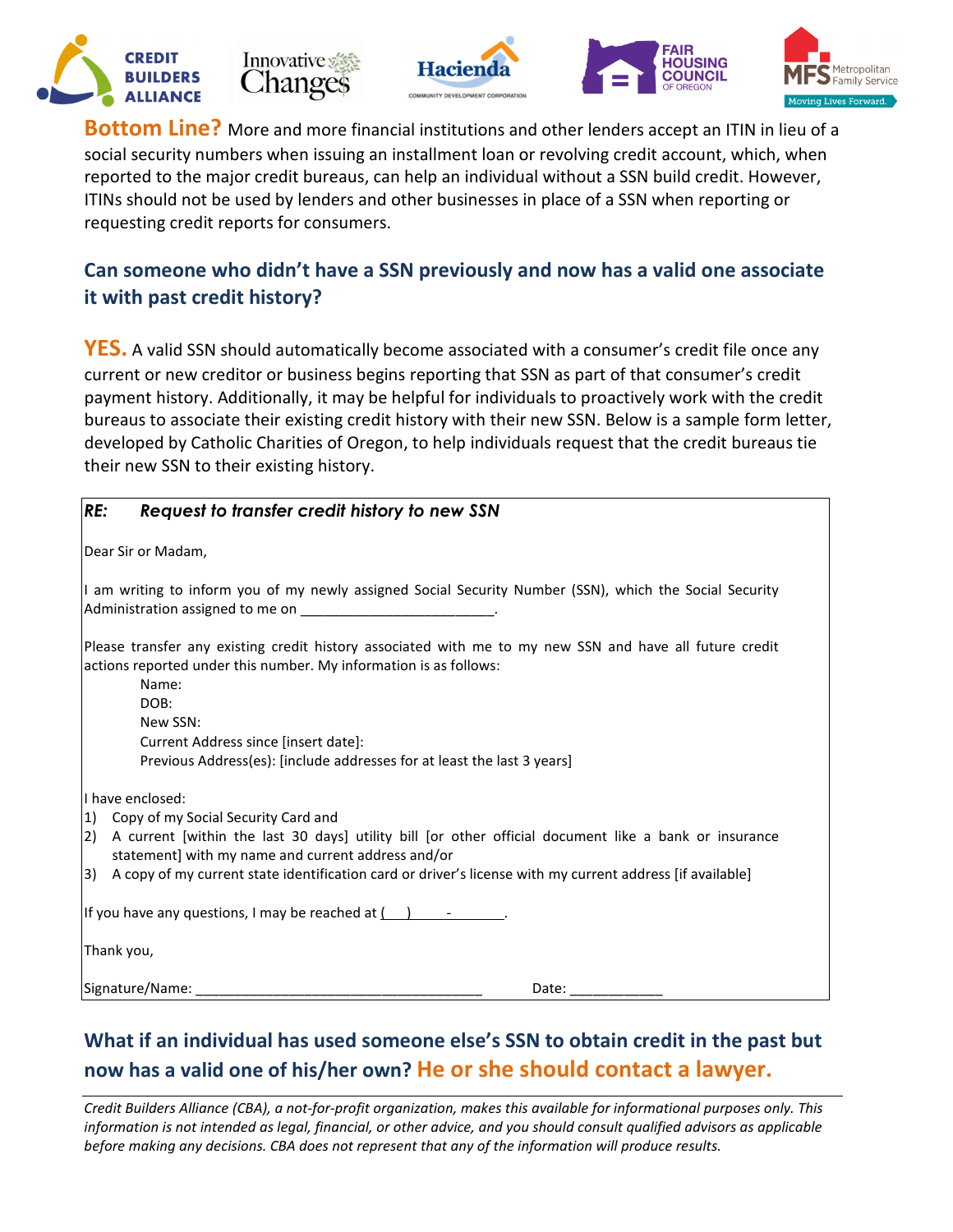**Bottom Line?** More and more financial institutions and other lenders accept an ITIN in lieu of a social security numbers when issuing an installment loan or revolving credit account, which, when reported to the major credit bureaus, can help an individual without a SSN build credit. However, ITINs should not be used by lenders and other businesses in place of a SSN when reporting or requesting credit reports for consumers.

## Can someone who didn't have a SSN previously and now has a valid one associate it with past credit history?

**YES.** A valid SSN should automatically become associated with a consumer's credit file once any current or new creditor or business begins reporting that SSN as part of that consumer's credit payment history. Additionally, it may be helpful for individuals to proactively work with the credit bureaus to associate their existing credit history with their new SSN. Below is a sample form letter, developed by Catholic Charities of Oregon, to help individuals request that the credit bureaus tie their new SSN to their existing history.

***RE: Request to transfer credit history to new SSN***

Dear Sir or Madam,

I am writing to inform you of my newly assigned Social Security Number (SSN), which the Social Security Administration assigned to me on ________________________.

Please transfer any existing credit history associated with me to my new SSN and have all future credit actions reported under this number. My information is as follows:

Name:
DOB:
New SSN:
Current Address since [insert date]:
Previous Address(es): [include addresses for at least the last 3 years]

I have enclosed:
1) Copy of my Social Security Card and
2) A current [within the last 30 days] utility bill [or other official document like a bank or insurance statement] with my name and current address and/or
3) A copy of my current state identification card or driver's license with my current address [if available]

If you have any questions, I may be reached at (___)_____-_______.

Thank you,

Signature/Name: ____________________________________ Date: ___________

## What if an individual has used someone else's SSN to obtain credit in the past but now has a valid one of his/her own? He or she should contact a lawyer.

*Credit Builders Alliance (CBA), a not-for-profit organization, makes this available for informational purposes only. This information is not intended as legal, financial, or other advice, and you should consult qualified advisors as applicable before making any decisions. CBA does not represent that any of the information will produce results.*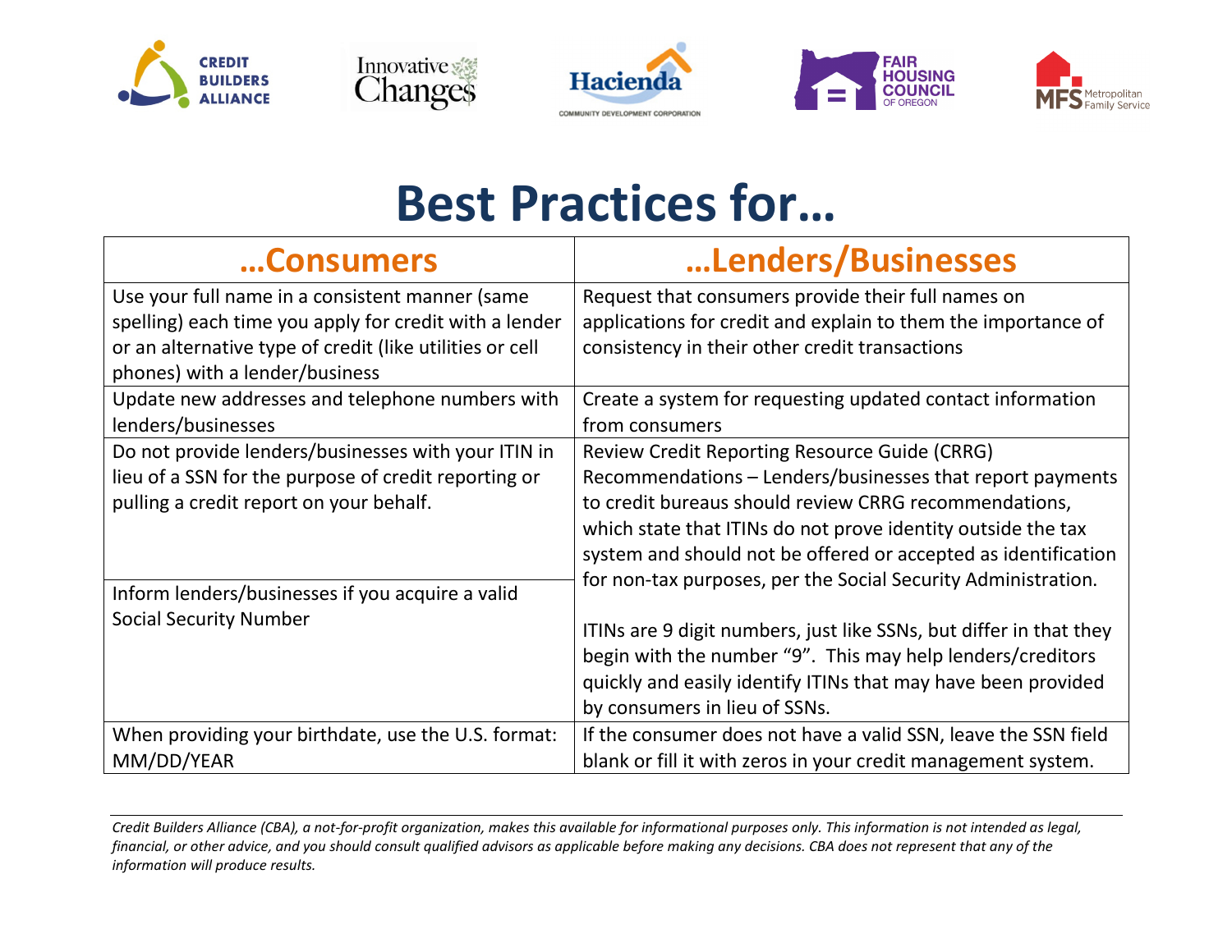# Best Practices for…

| …Consumers | …Lenders/Businesses |
| --- | --- |
| Use your full name in a consistent manner (same spelling) each time you apply for credit with a lender or an alternative type of credit (like utilities or cell phones) with a lender/business | Request that consumers provide their full names on applications for credit and explain to them the importance of consistency in their other credit transactions |
| Update new addresses and telephone numbers with lenders/businesses | Create a system for requesting updated contact information from consumers |
| Do not provide lenders/businesses with your ITIN in lieu of a SSN for the purpose of credit reporting or pulling a credit report on your behalf. | Review Credit Reporting Resource Guide (CRRG) Recommendations – Lenders/businesses that report payments to credit bureaus should review CRRG recommendations, which state that ITINs do not prove identity outside the tax system and should not be offered or accepted as identification for non-tax purposes, per the Social Security Administration. |
| Inform lenders/businesses if you acquire a valid Social Security Number | ITINs are 9 digit numbers, just like SSNs, but differ in that they begin with the number "9". This may help lenders/creditors quickly and easily identify ITINs that may have been provided by consumers in lieu of SSNs. |
| When providing your birthdate, use the U.S. format: MM/DD/YEAR | If the consumer does not have a valid SSN, leave the SSN field blank or fill it with zeros in your credit management system. |

*Credit Builders Alliance (CBA), a not-for-profit organization, makes this available for informational purposes only. This information is not intended as legal, financial, or other advice, and you should consult qualified advisors as applicable before making any decisions. CBA does not represent that any of the information will produce results.*